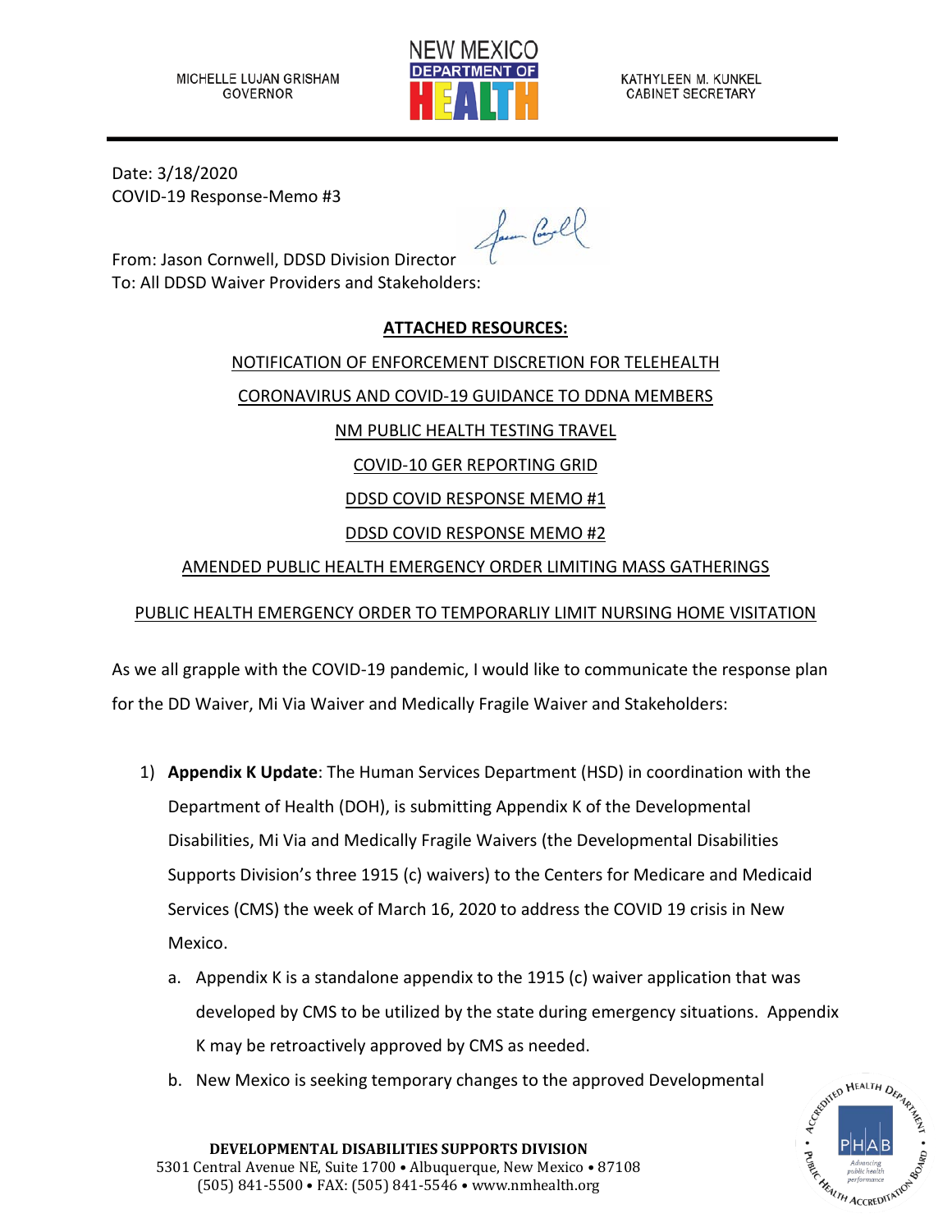MICHELLE LUJAN GRISHAM
GOVERNOR

KATHYLEEN M. KUNKEL
CABINET SECRETARY

Date: 3/18/2020
COVID-19 Response-Memo #3

From: Jason Cornwell, DDSD Division Director
To: All DDSD Waiver Providers and Stakeholders:

**ATTACHED RESOURCES:**

NOTIFICATION OF ENFORCEMENT DISCRETION FOR TELEHEALTH

CORONAVIRUS AND COVID-19 GUIDANCE TO DDNA MEMBERS

NM PUBLIC HEALTH TESTING TRAVEL

COVID-10 GER REPORTING GRID

DDSD COVID RESPONSE MEMO #1

DDSD COVID RESPONSE MEMO #2

AMENDED PUBLIC HEALTH EMERGENCY ORDER LIMITING MASS GATHERINGS

PUBLIC HEALTH EMERGENCY ORDER TO TEMPORARLIY LIMIT NURSING HOME VISITATION

As we all grapple with the COVID-19 pandemic, I would like to communicate the response plan for the DD Waiver, Mi Via Waiver and Medically Fragile Waiver and Stakeholders:

1) **Appendix K Update**: The Human Services Department (HSD) in coordination with the Department of Health (DOH), is submitting Appendix K of the Developmental Disabilities, Mi Via and Medically Fragile Waivers (the Developmental Disabilities Supports Division's three 1915 (c) waivers) to the Centers for Medicare and Medicaid Services (CMS) the week of March 16, 2020 to address the COVID 19 crisis in New Mexico.
   a. Appendix K is a standalone appendix to the 1915 (c) waiver application that was developed by CMS to be utilized by the state during emergency situations. Appendix K may be retroactively approved by CMS as needed.
   b. New Mexico is seeking temporary changes to the approved Developmental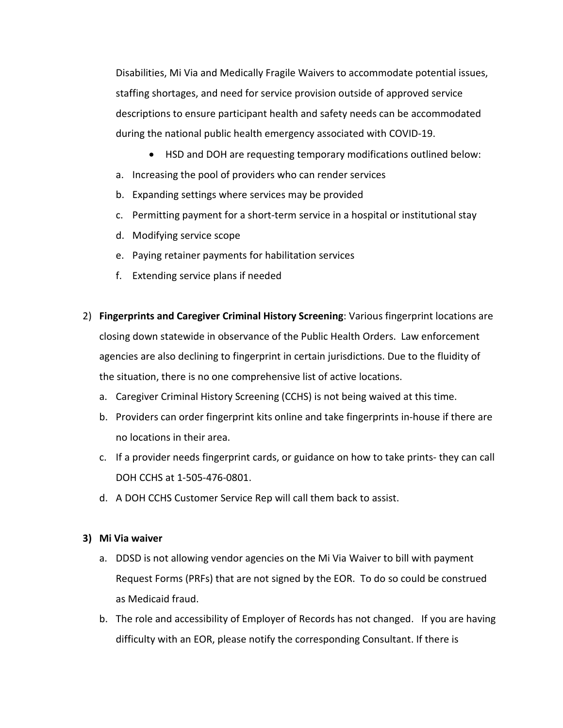Disabilities, Mi Via and Medically Fragile Waivers to accommodate potential issues, staffing shortages, and need for service provision outside of approved service descriptions to ensure participant health and safety needs can be accommodated during the national public health emergency associated with COVID-19.

- HSD and DOH are requesting temporary modifications outlined below:

a. Increasing the pool of providers who can render services
b. Expanding settings where services may be provided
c. Permitting payment for a short-term service in a hospital or institutional stay
d. Modifying service scope
e. Paying retainer payments for habilitation services
f. Extending service plans if needed

2) **Fingerprints and Caregiver Criminal History Screening**: Various fingerprint locations are closing down statewide in observance of the Public Health Orders. Law enforcement agencies are also declining to fingerprint in certain jurisdictions. Due to the fluidity of the situation, there is no one comprehensive list of active locations.
   a. Caregiver Criminal History Screening (CCHS) is not being waived at this time.
   b. Providers can order fingerprint kits online and take fingerprints in-house if there are no locations in their area.
   c. If a provider needs fingerprint cards, or guidance on how to take prints- they can call DOH CCHS at 1-505-476-0801.
   d. A DOH CCHS Customer Service Rep will call them back to assist.

**3) Mi Via waiver**

   a. DDSD is not allowing vendor agencies on the Mi Via Waiver to bill with payment Request Forms (PRFs) that are not signed by the EOR. To do so could be construed as Medicaid fraud.
   b. The role and accessibility of Employer of Records has not changed. If you are having difficulty with an EOR, please notify the corresponding Consultant. If there is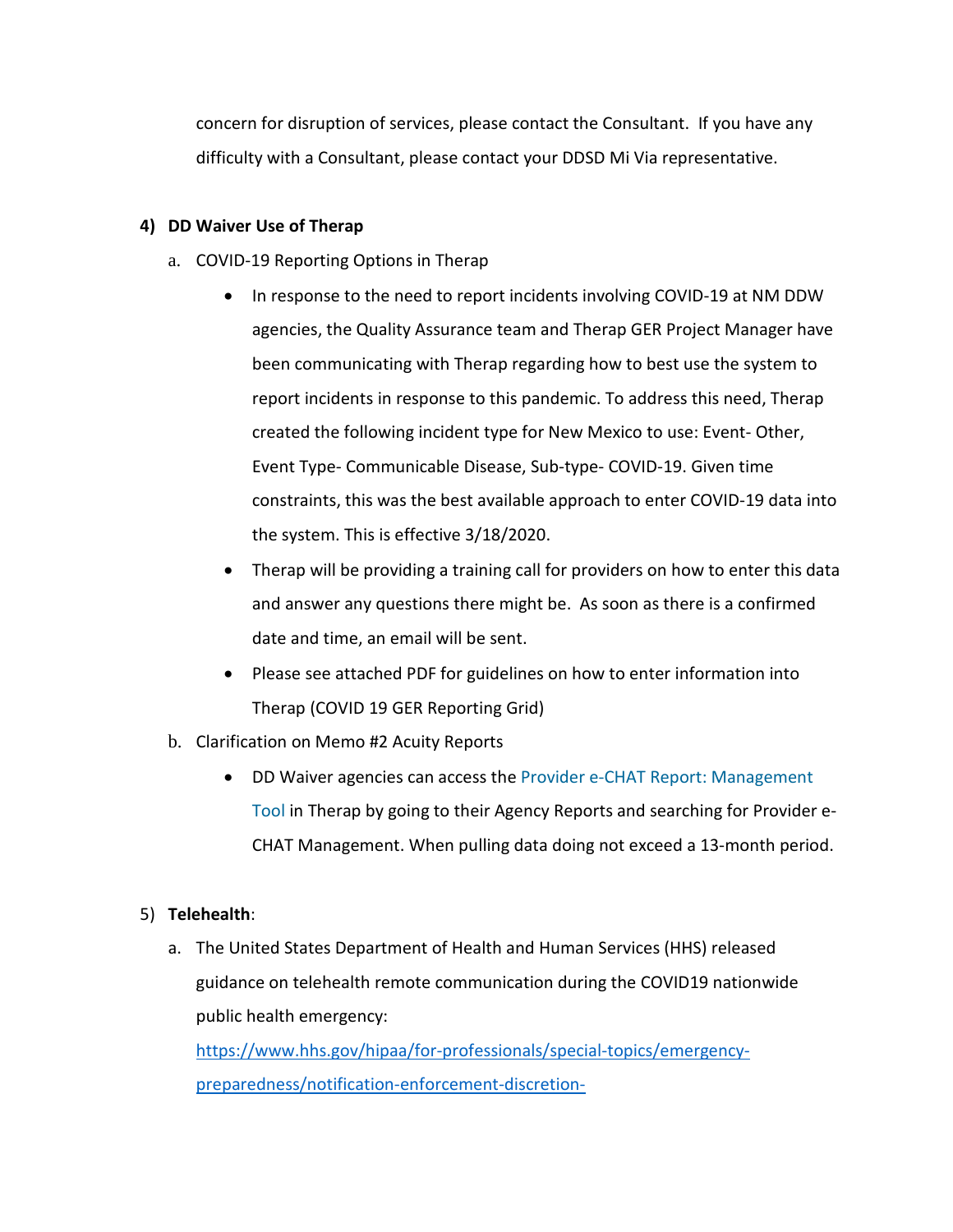concern for disruption of services, please contact the Consultant. If you have any difficulty with a Consultant, please contact your DDSD Mi Via representative.

4) **DD Waiver Use of Therap**

a. COVID-19 Reporting Options in Therap

- In response to the need to report incidents involving COVID-19 at NM DDW agencies, the Quality Assurance team and Therap GER Project Manager have been communicating with Therap regarding how to best use the system to report incidents in response to this pandemic. To address this need, Therap created the following incident type for New Mexico to use: Event- Other, Event Type- Communicable Disease, Sub-type- COVID-19. Given time constraints, this was the best available approach to enter COVID-19 data into the system. This is effective 3/18/2020.
- Therap will be providing a training call for providers on how to enter this data and answer any questions there might be. As soon as there is a confirmed date and time, an email will be sent.
- Please see attached PDF for guidelines on how to enter information into Therap (COVID 19 GER Reporting Grid)

b. Clarification on Memo #2 Acuity Reports

- DD Waiver agencies can access the Provider e-CHAT Report: Management Tool in Therap by going to their Agency Reports and searching for Provider e-CHAT Management. When pulling data doing not exceed a 13-month period.

5) **Telehealth**:

a. The United States Department of Health and Human Services (HHS) released guidance on telehealth remote communication during the COVID19 nationwide public health emergency: https://www.hhs.gov/hipaa/for-professionals/special-topics/emergency-preparedness/notification-enforcement-discretion-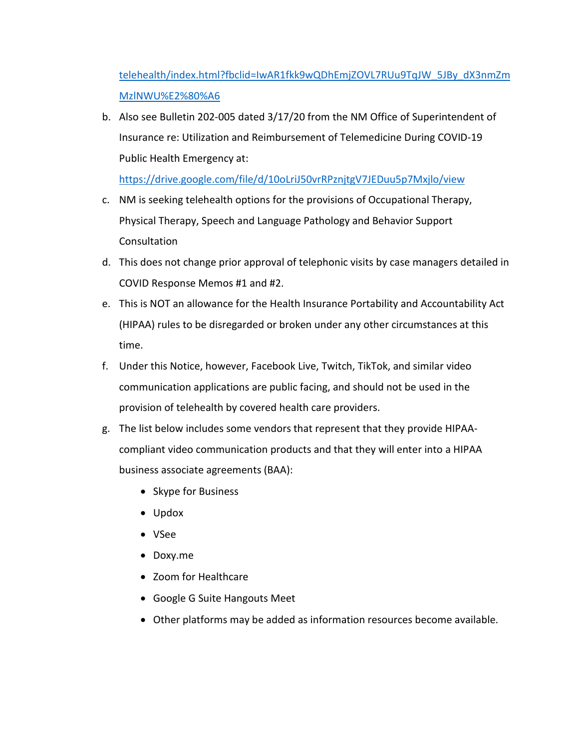telehealth/index.html?fbclid=IwAR1fkk9wQDhEmjZOVL7RUu9TqJW_5JBy_dX3nmZmMzlNWU%E2%80%A6

b. Also see Bulletin 202-005 dated 3/17/20 from the NM Office of Superintendent of Insurance re: Utilization and Reimbursement of Telemedicine During COVID-19 Public Health Emergency at: https://drive.google.com/file/d/10oLriJ50vrRPznjtgV7JEDuu5p7Mxjlo/view

c. NM is seeking telehealth options for the provisions of Occupational Therapy, Physical Therapy, Speech and Language Pathology and Behavior Support Consultation

d. This does not change prior approval of telephonic visits by case managers detailed in COVID Response Memos #1 and #2.

e. This is NOT an allowance for the Health Insurance Portability and Accountability Act (HIPAA) rules to be disregarded or broken under any other circumstances at this time.

f. Under this Notice, however, Facebook Live, Twitch, TikTok, and similar video communication applications are public facing, and should not be used in the provision of telehealth by covered health care providers.

g. The list below includes some vendors that represent that they provide HIPAA-compliant video communication products and that they will enter into a HIPAA business associate agreements (BAA):

- Skype for Business
- Updox
- VSee
- Doxy.me
- Zoom for Healthcare
- Google G Suite Hangouts Meet
- Other platforms may be added as information resources become available.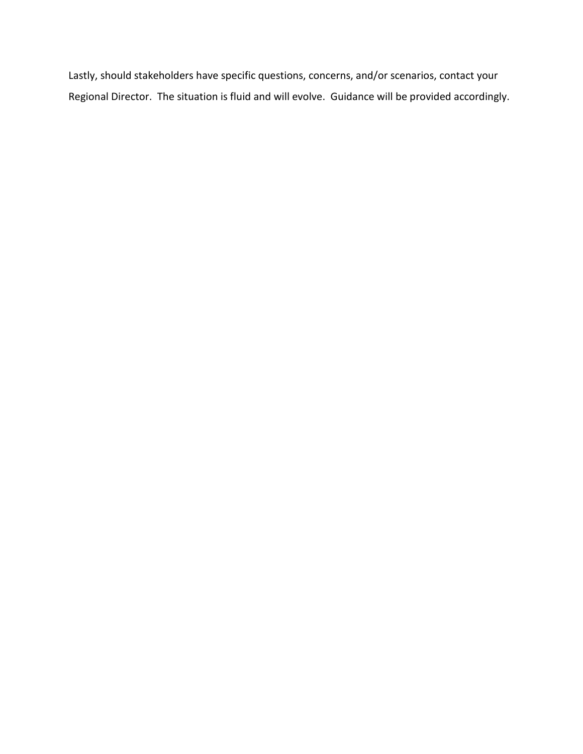Lastly, should stakeholders have specific questions, concerns, and/or scenarios, contact your Regional Director. The situation is fluid and will evolve. Guidance will be provided accordingly.